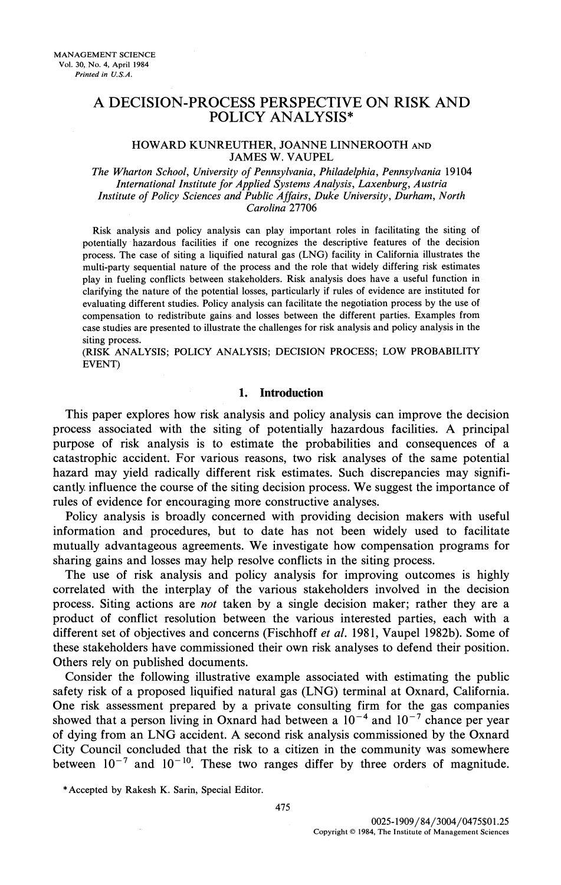# A DECISION-PROCESS PERSPECTIVE ON RISK AND POLICY ANALYSIS*

HOWARD KUNREUTHER, JOANNE LINNEROOTH AND JAMES W. VAUPEL

*The Wharton School, University of Pennsylvania, Philadelphia, Pennsylvania 19104*
*International Institute for Applied Systems Analysis, Laxenburg, Austria*
*Institute of Policy Sciences and Public Affairs, Duke University, Durham, North Carolina 27706*

Risk analysis and policy analysis can play important roles in facilitating the siting of potentially hazardous facilities if one recognizes the descriptive features of the decision process. The case of siting a liquified natural gas (LNG) facility in California illustrates the multi-party sequential nature of the process and the role that widely differing risk estimates play in fueling conflicts between stakeholders. Risk analysis does have a useful function in clarifying the nature of the potential losses, particularly if rules of evidence are instituted for evaluating different studies. Policy analysis can facilitate the negotiation process by the use of compensation to redistribute gains and losses between the different parties. Examples from case studies are presented to illustrate the challenges for risk analysis and policy analysis in the siting process.

(RISK ANALYSIS; POLICY ANALYSIS; DECISION PROCESS; LOW PROBABILITY EVENT)

## 1. Introduction

This paper explores how risk analysis and policy analysis can improve the decision process associated with the siting of potentially hazardous facilities. A principal purpose of risk analysis is to estimate the probabilities and consequences of a catastrophic accident. For various reasons, two risk analyses of the same potential hazard may yield radically different risk estimates. Such discrepancies may significantly influence the course of the siting decision process. We suggest the importance of rules of evidence for encouraging more constructive analyses.

Policy analysis is broadly concerned with providing decision makers with useful information and procedures, but to date has not been widely used to facilitate mutually advantageous agreements. We investigate how compensation programs for sharing gains and losses may help resolve conflicts in the siting process.

The use of risk analysis and policy analysis for improving outcomes is highly correlated with the interplay of the various stakeholders involved in the decision process. Siting actions are *not* taken by a single decision maker; rather they are a product of conflict resolution between the various interested parties, each with a different set of objectives and concerns (Fischhoff *et al.* 1981, Vaupel 1982b). Some of these stakeholders have commissioned their own risk analyses to defend their position. Others rely on published documents.

Consider the following illustrative example associated with estimating the public safety risk of a proposed liquified natural gas (LNG) terminal at Oxnard, California. One risk assessment prepared by a private consulting firm for the gas companies showed that a person living in Oxnard had between a $10^{-4}$ and $10^{-7}$ chance per year of dying from an LNG accident. A second risk analysis commissioned by the Oxnard City Council concluded that the risk to a citizen in the community was somewhere between $10^{-7}$ and $10^{-10}$. These two ranges differ by three orders of magnitude.

*Accepted by Rakesh K. Sarin, Special Editor.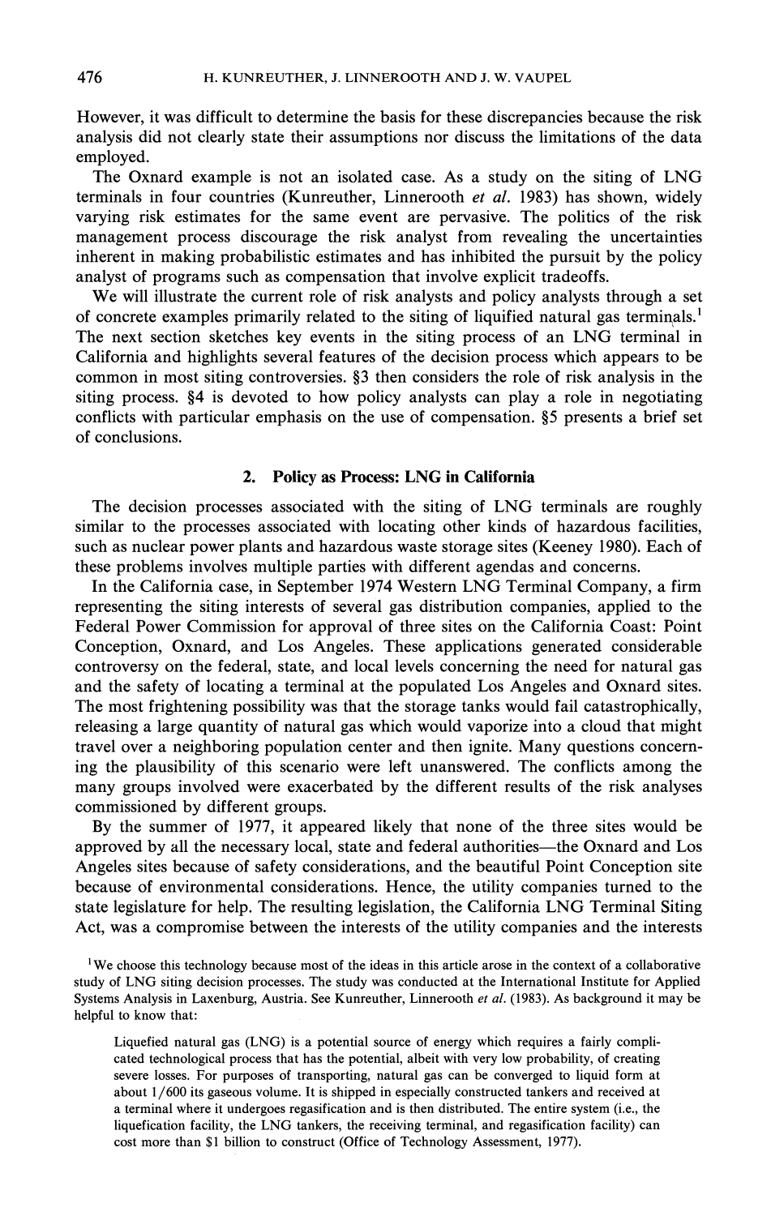However, it was difficult to determine the basis for these discrepancies because the risk analysis did not clearly state their assumptions nor discuss the limitations of the data employed.

The Oxnard example is not an isolated case. As a study on the siting of LNG terminals in four countries (Kunreuther, Linnerooth *et al.* 1983) has shown, widely varying risk estimates for the same event are pervasive. The politics of the risk management process discourage the risk analyst from revealing the uncertainties inherent in making probabilistic estimates and has inhibited the pursuit by the policy analyst of programs such as compensation that involve explicit tradeoffs.

We will illustrate the current role of risk analysts and policy analysts through a set of concrete examples primarily related to the siting of liquified natural gas terminals.[1] The next section sketches key events in the siting process of an LNG terminal in California and highlights several features of the decision process which appears to be common in most siting controversies. §3 then considers the role of risk analysis in the siting process. §4 is devoted to how policy analysts can play a role in negotiating conflicts with particular emphasis on the use of compensation. §5 presents a brief set of conclusions.

## 2. Policy as Process: LNG in California

The decision processes associated with the siting of LNG terminals are roughly similar to the processes associated with locating other kinds of hazardous facilities, such as nuclear power plants and hazardous waste storage sites (Keeney 1980). Each of these problems involves multiple parties with different agendas and concerns.

In the California case, in September 1974 Western LNG Terminal Company, a firm representing the siting interests of several gas distribution companies, applied to the Federal Power Commission for approval of three sites on the California Coast: Point Conception, Oxnard, and Los Angeles. These applications generated considerable controversy on the federal, state, and local levels concerning the need for natural gas and the safety of locating a terminal at the populated Los Angeles and Oxnard sites. The most frightening possibility was that the storage tanks would fail catastrophically, releasing a large quantity of natural gas which would vaporize into a cloud that might travel over a neighboring population center and then ignite. Many questions concerning the plausibility of this scenario were left unanswered. The conflicts among the many groups involved were exacerbated by the different results of the risk analyses commissioned by different groups.

By the summer of 1977, it appeared likely that none of the three sites would be approved by all the necessary local, state and federal authorities—the Oxnard and Los Angeles sites because of safety considerations, and the beautiful Point Conception site because of environmental considerations. Hence, the utility companies turned to the state legislature for help. The resulting legislation, the California LNG Terminal Siting Act, was a compromise between the interests of the utility companies and the interests

[1] We choose this technology because most of the ideas in this article arose in the context of a collaborative study of LNG siting decision processes. The study was conducted at the International Institute for Applied Systems Analysis in Laxenburg, Austria. See Kunreuther, Linnerooth *et al.* (1983). As background it may be helpful to know that:

> Liquefied natural gas (LNG) is a potential source of energy which requires a fairly complicated technological process that has the potential, albeit with very low probability, of creating severe losses. For purposes of transporting, natural gas can be converged to liquid form at about 1/600 its gaseous volume. It is shipped in especially constructed tankers and received at a terminal where it undergoes regasification and is then distributed. The entire system (i.e., the liquefication facility, the LNG tankers, the receiving terminal, and regasification facility) can cost more than $1 billion to construct (Office of Technology Assessment, 1977).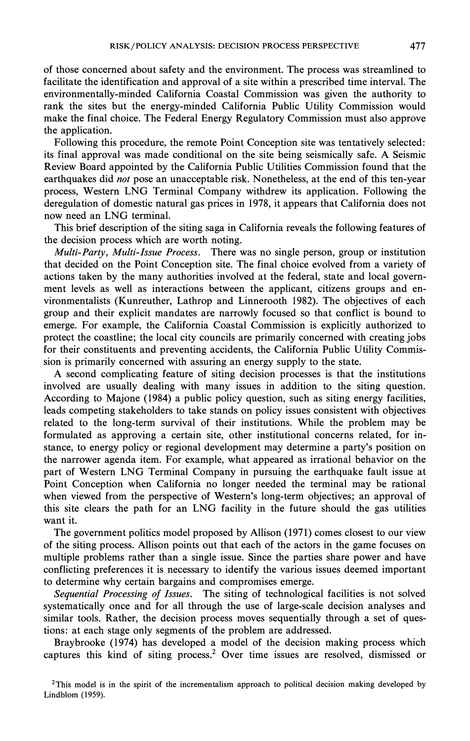of those concerned about safety and the environment. The process was streamlined to facilitate the identification and approval of a site within a prescribed time interval. The environmentally-minded California Coastal Commission was given the authority to rank the sites but the energy-minded California Public Utility Commission would make the final choice. The Federal Energy Regulatory Commission must also approve the application.

Following this procedure, the remote Point Conception site was tentatively selected: its final approval was made conditional on the site being seismically safe. A Seismic Review Board appointed by the California Public Utilities Commission found that the earthquakes did *not* pose an unacceptable risk. Nonetheless, at the end of this ten-year process, Western LNG Terminal Company withdrew its application. Following the deregulation of domestic natural gas prices in 1978, it appears that California does not now need an LNG terminal.

This brief description of the siting saga in California reveals the following features of the decision process which are worth noting.

*Multi-Party, Multi-Issue Process.* There was no single person, group or institution that decided on the Point Conception site. The final choice evolved from a variety of actions taken by the many authorities involved at the federal, state and local government levels as well as interactions between the applicant, citizens groups and environmentalists (Kunreuther, Lathrop and Linnerooth 1982). The objectives of each group and their explicit mandates are narrowly focused so that conflict is bound to emerge. For example, the California Coastal Commission is explicitly authorized to protect the coastline; the local city councils are primarily concerned with creating jobs for their constituents and preventing accidents, the California Public Utility Commission is primarily concerned with assuring an energy supply to the state.

A second complicating feature of siting decision processes is that the institutions involved are usually dealing with many issues in addition to the siting question. According to Majone (1984) a public policy question, such as siting energy facilities, leads competing stakeholders to take stands on policy issues consistent with objectives related to the long-term survival of their institutions. While the problem may be formulated as approving a certain site, other institutional concerns related, for instance, to energy policy or regional development may determine a party's position on the narrower agenda item. For example, what appeared as irrational behavior on the part of Western LNG Terminal Company in pursuing the earthquake fault issue at Point Conception when California no longer needed the terminal may be rational when viewed from the perspective of Western's long-term objectives; an approval of this site clears the path for an LNG facility in the future should the gas utilities want it.

The government politics model proposed by Allison (1971) comes closest to our view of the siting process. Allison points out that each of the actors in the game focuses on multiple problems rather than a single issue. Since the parties share power and have conflicting preferences it is necessary to identify the various issues deemed important to determine why certain bargains and compromises emerge.

*Sequential Processing of Issues.* The siting of technological facilities is not solved systematically once and for all through the use of large-scale decision analyses and similar tools. Rather, the decision process moves sequentially through a set of questions: at each stage only segments of the problem are addressed.

Braybrooke (1974) has developed a model of the decision making process which captures this kind of siting process.[2] Over time issues are resolved, dismissed or

[2]This model is in the spirit of the incrementalism approach to political decision making developed by Lindblom (1959).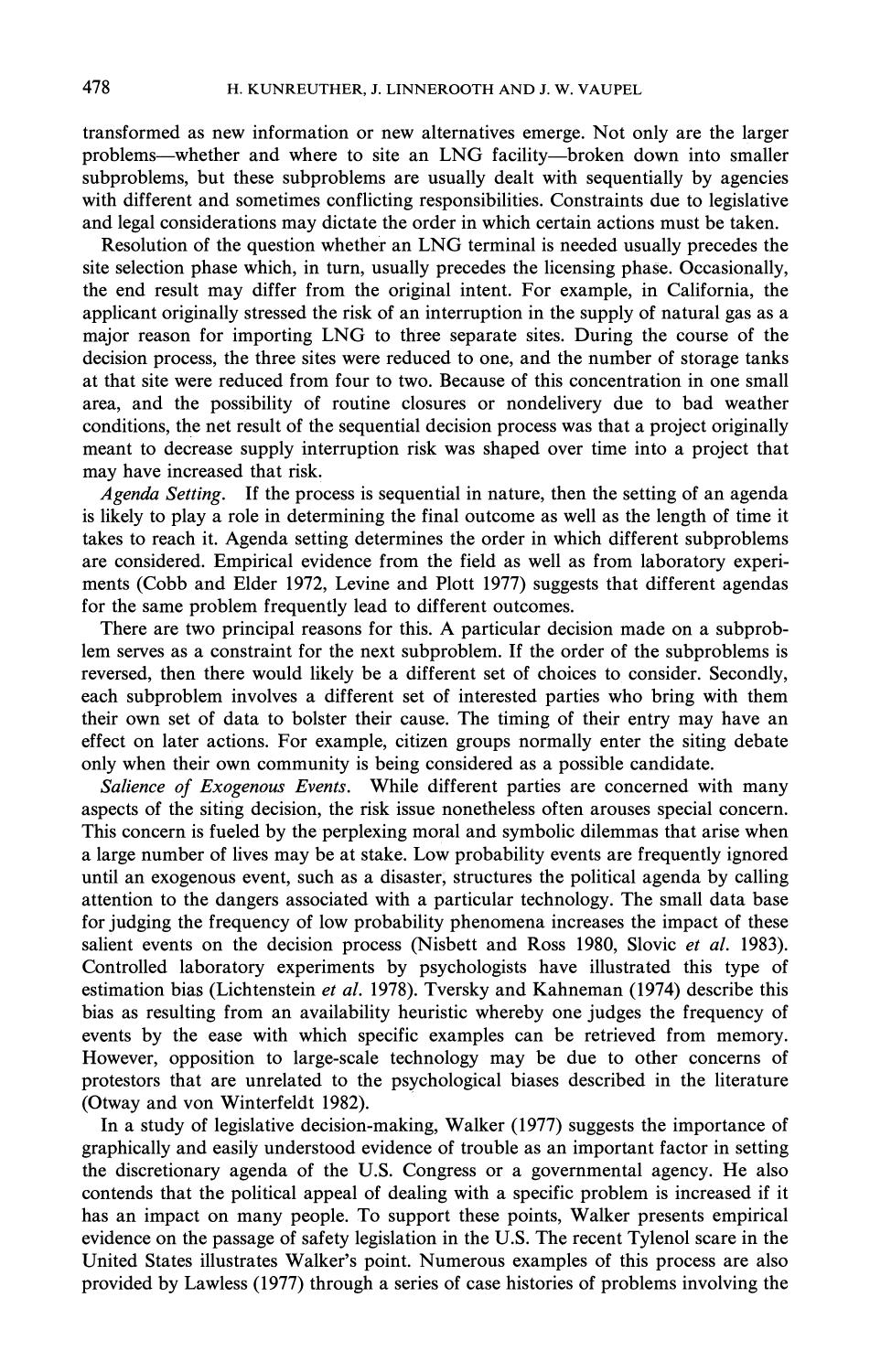transformed as new information or new alternatives emerge. Not only are the larger problems—whether and where to site an LNG facility—broken down into smaller subproblems, but these subproblems are usually dealt with sequentially by agencies with different and sometimes conflicting responsibilities. Constraints due to legislative and legal considerations may dictate the order in which certain actions must be taken.

Resolution of the question whether an LNG terminal is needed usually precedes the site selection phase which, in turn, usually precedes the licensing phase. Occasionally, the end result may differ from the original intent. For example, in California, the applicant originally stressed the risk of an interruption in the supply of natural gas as a major reason for importing LNG to three separate sites. During the course of the decision process, the three sites were reduced to one, and the number of storage tanks at that site were reduced from four to two. Because of this concentration in one small area, and the possibility of routine closures or nondelivery due to bad weather conditions, the net result of the sequential decision process was that a project originally meant to decrease supply interruption risk was shaped over time into a project that may have increased that risk.

*Agenda Setting.* If the process is sequential in nature, then the setting of an agenda is likely to play a role in determining the final outcome as well as the length of time it takes to reach it. Agenda setting determines the order in which different subproblems are considered. Empirical evidence from the field as well as from laboratory experiments (Cobb and Elder 1972, Levine and Plott 1977) suggests that different agendas for the same problem frequently lead to different outcomes.

There are two principal reasons for this. A particular decision made on a subproblem serves as a constraint for the next subproblem. If the order of the subproblems is reversed, then there would likely be a different set of choices to consider. Secondly, each subproblem involves a different set of interested parties who bring with them their own set of data to bolster their cause. The timing of their entry may have an effect on later actions. For example, citizen groups normally enter the siting debate only when their own community is being considered as a possible candidate.

*Salience of Exogenous Events.* While different parties are concerned with many aspects of the siting decision, the risk issue nonetheless often arouses special concern. This concern is fueled by the perplexing moral and symbolic dilemmas that arise when a large number of lives may be at stake. Low probability events are frequently ignored until an exogenous event, such as a disaster, structures the political agenda by calling attention to the dangers associated with a particular technology. The small data base for judging the frequency of low probability phenomena increases the impact of these salient events on the decision process (Nisbett and Ross 1980, Slovic *et al.* 1983). Controlled laboratory experiments by psychologists have illustrated this type of estimation bias (Lichtenstein *et al.* 1978). Tversky and Kahneman (1974) describe this bias as resulting from an availability heuristic whereby one judges the frequency of events by the ease with which specific examples can be retrieved from memory. However, opposition to large-scale technology may be due to other concerns of protestors that are unrelated to the psychological biases described in the literature (Otway and von Winterfeldt 1982).

In a study of legislative decision-making, Walker (1977) suggests the importance of graphically and easily understood evidence of trouble as an important factor in setting the discretionary agenda of the U.S. Congress or a governmental agency. He also contends that the political appeal of dealing with a specific problem is increased if it has an impact on many people. To support these points, Walker presents empirical evidence on the passage of safety legislation in the U.S. The recent Tylenol scare in the United States illustrates Walker's point. Numerous examples of this process are also provided by Lawless (1977) through a series of case histories of problems involving the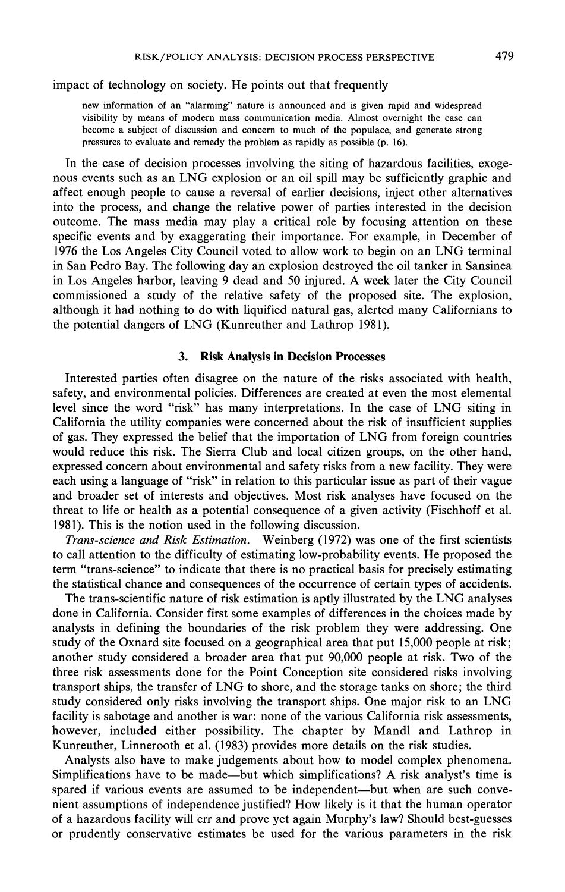impact of technology on society. He points out that frequently

> new information of an "alarming" nature is announced and is given rapid and widespread visibility by means of modern mass communication media. Almost overnight the case can become a subject of discussion and concern to much of the populace, and generate strong pressures to evaluate and remedy the problem as rapidly as possible (p. 16).

In the case of decision processes involving the siting of hazardous facilities, exogenous events such as an LNG explosion or an oil spill may be sufficiently graphic and affect enough people to cause a reversal of earlier decisions, inject other alternatives into the process, and change the relative power of parties interested in the decision outcome. The mass media may play a critical role by focusing attention on these specific events and by exaggerating their importance. For example, in December of 1976 the Los Angeles City Council voted to allow work to begin on an LNG terminal in San Pedro Bay. The following day an explosion destroyed the oil tanker in Sansinea in Los Angeles harbor, leaving 9 dead and 50 injured. A week later the City Council commissioned a study of the relative safety of the proposed site. The explosion, although it had nothing to do with liquified natural gas, alerted many Californians to the potential dangers of LNG (Kunreuther and Lathrop 1981).

## 3. Risk Analysis in Decision Processes

Interested parties often disagree on the nature of the risks associated with health, safety, and environmental policies. Differences are created at even the most elemental level since the word "risk" has many interpretations. In the case of LNG siting in California the utility companies were concerned about the risk of insufficient supplies of gas. They expressed the belief that the importation of LNG from foreign countries would reduce this risk. The Sierra Club and local citizen groups, on the other hand, expressed concern about environmental and safety risks from a new facility. They were each using a language of "risk" in relation to this particular issue as part of their vague and broader set of interests and objectives. Most risk analyses have focused on the threat to life or health as a potential consequence of a given activity (Fischhoff et al. 1981). This is the notion used in the following discussion.

*Trans-science and Risk Estimation.* Weinberg (1972) was one of the first scientists to call attention to the difficulty of estimating low-probability events. He proposed the term "trans-science" to indicate that there is no practical basis for precisely estimating the statistical chance and consequences of the occurrence of certain types of accidents.

The trans-scientific nature of risk estimation is aptly illustrated by the LNG analyses done in California. Consider first some examples of differences in the choices made by analysts in defining the boundaries of the risk problem they were addressing. One study of the Oxnard site focused on a geographical area that put 15,000 people at risk; another study considered a broader area that put 90,000 people at risk. Two of the three risk assessments done for the Point Conception site considered risks involving transport ships, the transfer of LNG to shore, and the storage tanks on shore; the third study considered only risks involving the transport ships. One major risk to an LNG facility is sabotage and another is war: none of the various California risk assessments, however, included either possibility. The chapter by Mandl and Lathrop in Kunreuther, Linnerooth et al. (1983) provides more details on the risk studies.

Analysts also have to make judgements about how to model complex phenomena. Simplifications have to be made—but which simplifications? A risk analyst's time is spared if various events are assumed to be independent—but when are such convenient assumptions of independence justified? How likely is it that the human operator of a hazardous facility will err and prove yet again Murphy's law? Should best-guesses or prudently conservative estimates be used for the various parameters in the risk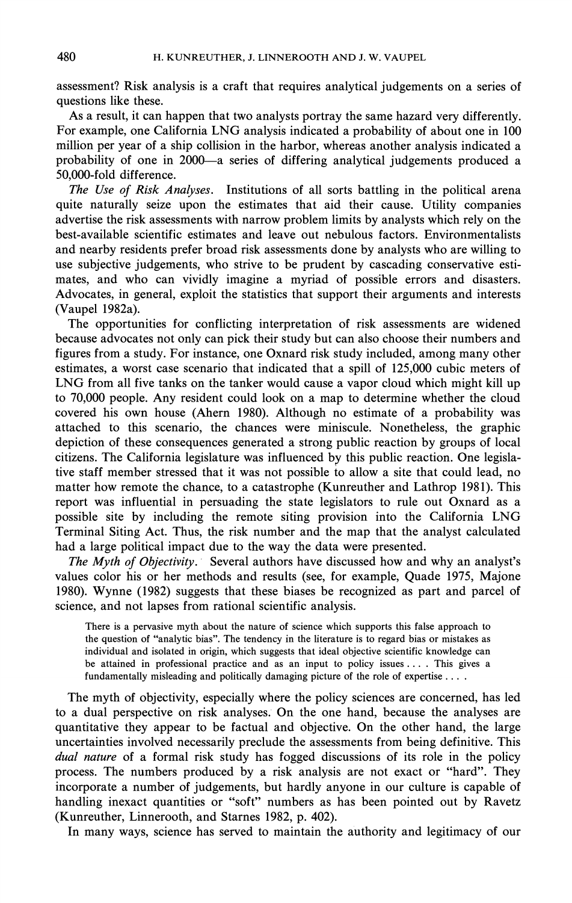assessment? Risk analysis is a craft that requires analytical judgements on a series of questions like these.

As a result, it can happen that two analysts portray the same hazard very differently. For example, one California LNG analysis indicated a probability of about one in 100 million per year of a ship collision in the harbor, whereas another analysis indicated a probability of one in 2000—a series of differing analytical judgements produced a 50,000-fold difference.

*The Use of Risk Analyses.* Institutions of all sorts battling in the political arena quite naturally seize upon the estimates that aid their cause. Utility companies advertise the risk assessments with narrow problem limits by analysts which rely on the best-available scientific estimates and leave out nebulous factors. Environmentalists and nearby residents prefer broad risk assessments done by analysts who are willing to use subjective judgements, who strive to be prudent by cascading conservative estimates, and who can vividly imagine a myriad of possible errors and disasters. Advocates, in general, exploit the statistics that support their arguments and interests (Vaupel 1982a).

The opportunities for conflicting interpretation of risk assessments are widened because advocates not only can pick their study but can also choose their numbers and figures from a study. For instance, one Oxnard risk study included, among many other estimates, a worst case scenario that indicated that a spill of 125,000 cubic meters of LNG from all five tanks on the tanker would cause a vapor cloud which might kill up to 70,000 people. Any resident could look on a map to determine whether the cloud covered his own house (Ahern 1980). Although no estimate of a probability was attached to this scenario, the chances were miniscule. Nonetheless, the graphic depiction of these consequences generated a strong public reaction by groups of local citizens. The California legislature was influenced by this public reaction. One legislative staff member stressed that it was not possible to allow a site that could lead, no matter how remote the chance, to a catastrophe (Kunreuther and Lathrop 1981). This report was influential in persuading the state legislators to rule out Oxnard as a possible site by including the remote siting provision into the California LNG Terminal Siting Act. Thus, the risk number and the map that the analyst calculated had a large political impact due to the way the data were presented.

*The Myth of Objectivity.* Several authors have discussed how and why an analyst's values color his or her methods and results (see, for example, Quade 1975, Majone 1980). Wynne (1982) suggests that these biases be recognized as part and parcel of science, and not lapses from rational scientific analysis.

> There is a pervasive myth about the nature of science which supports this false approach to the question of "analytic bias". The tendency in the literature is to regard bias or mistakes as individual and isolated in origin, which suggests that ideal objective scientific knowledge can be attained in professional practice and as an input to policy issues . . . . This gives a fundamentally misleading and politically damaging picture of the role of expertise . . . .

The myth of objectivity, especially where the policy sciences are concerned, has led to a dual perspective on risk analyses. On the one hand, because the analyses are quantitative they appear to be factual and objective. On the other hand, the large uncertainties involved necessarily preclude the assessments from being definitive. This *dual nature* of a formal risk study has fogged discussions of its role in the policy process. The numbers produced by a risk analysis are not exact or "hard". They incorporate a number of judgements, but hardly anyone in our culture is capable of handling inexact quantities or "soft" numbers as has been pointed out by Ravetz (Kunreuther, Linnerooth, and Starnes 1982, p. 402).

In many ways, science has served to maintain the authority and legitimacy of our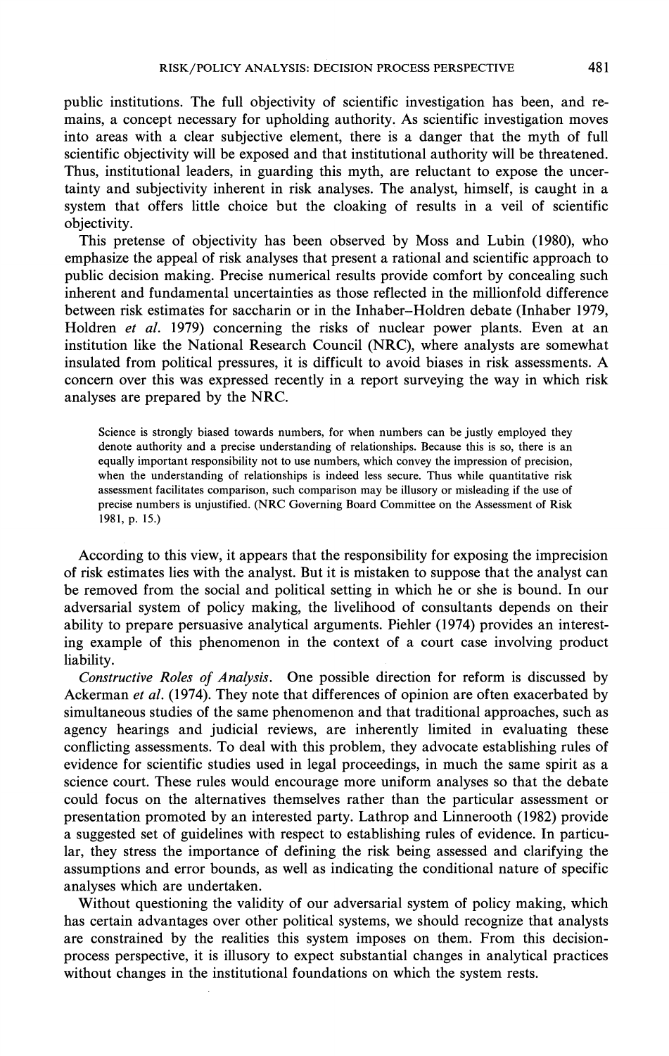public institutions. The full objectivity of scientific investigation has been, and remains, a concept necessary for upholding authority. As scientific investigation moves into areas with a clear subjective element, there is a danger that the myth of full scientific objectivity will be exposed and that institutional authority will be threatened. Thus, institutional leaders, in guarding this myth, are reluctant to expose the uncertainty and subjectivity inherent in risk analyses. The analyst, himself, is caught in a system that offers little choice but the cloaking of results in a veil of scientific objectivity.

This pretense of objectivity has been observed by Moss and Lubin (1980), who emphasize the appeal of risk analyses that present a rational and scientific approach to public decision making. Precise numerical results provide comfort by concealing such inherent and fundamental uncertainties as those reflected in the millionfold difference between risk estimates for saccharin or in the Inhaber–Holdren debate (Inhaber 1979, Holdren *et al.* 1979) concerning the risks of nuclear power plants. Even at an institution like the National Research Council (NRC), where analysts are somewhat insulated from political pressures, it is difficult to avoid biases in risk assessments. A concern over this was expressed recently in a report surveying the way in which risk analyses are prepared by the NRC.

> Science is strongly biased towards numbers, for when numbers can be justly employed they denote authority and a precise understanding of relationships. Because this is so, there is an equally important responsibility not to use numbers, which convey the impression of precision, when the understanding of relationships is indeed less secure. Thus while quantitative risk assessment facilitates comparison, such comparison may be illusory or misleading if the use of precise numbers is unjustified. (NRC Governing Board Committee on the Assessment of Risk 1981, p. 15.)

According to this view, it appears that the responsibility for exposing the imprecision of risk estimates lies with the analyst. But it is mistaken to suppose that the analyst can be removed from the social and political setting in which he or she is bound. In our adversarial system of policy making, the livelihood of consultants depends on their ability to prepare persuasive analytical arguments. Piehler (1974) provides an interesting example of this phenomenon in the context of a court case involving product liability.

*Constructive Roles of Analysis.* One possible direction for reform is discussed by Ackerman *et al.* (1974). They note that differences of opinion are often exacerbated by simultaneous studies of the same phenomenon and that traditional approaches, such as agency hearings and judicial reviews, are inherently limited in evaluating these conflicting assessments. To deal with this problem, they advocate establishing rules of evidence for scientific studies used in legal proceedings, in much the same spirit as a science court. These rules would encourage more uniform analyses so that the debate could focus on the alternatives themselves rather than the particular assessment or presentation promoted by an interested party. Lathrop and Linnerooth (1982) provide a suggested set of guidelines with respect to establishing rules of evidence. In particular, they stress the importance of defining the risk being assessed and clarifying the assumptions and error bounds, as well as indicating the conditional nature of specific analyses which are undertaken.

Without questioning the validity of our adversarial system of policy making, which has certain advantages over other political systems, we should recognize that analysts are constrained by the realities this system imposes on them. From this decision-process perspective, it is illusory to expect substantial changes in analytical practices without changes in the institutional foundations on which the system rests.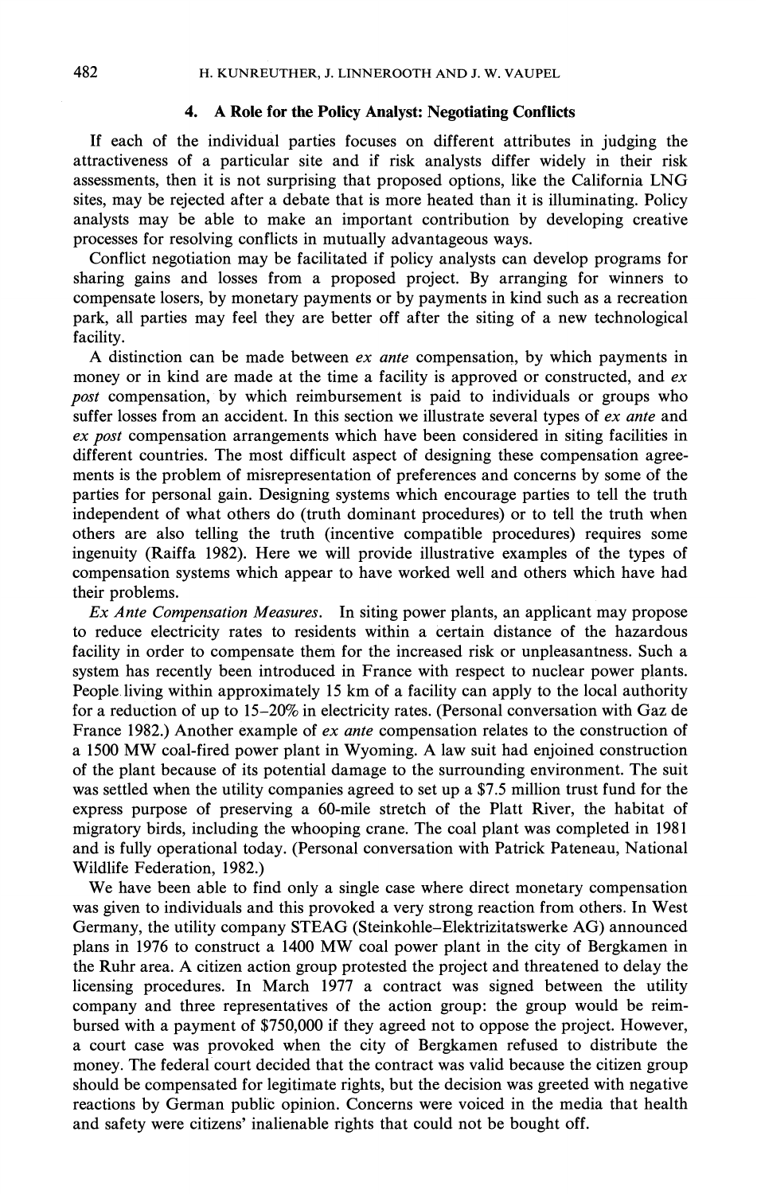## 4. A Role for the Policy Analyst: Negotiating Conflicts

If each of the individual parties focuses on different attributes in judging the attractiveness of a particular site and if risk analysts differ widely in their risk assessments, then it is not surprising that proposed options, like the California LNG sites, may be rejected after a debate that is more heated than it is illuminating. Policy analysts may be able to make an important contribution by developing creative processes for resolving conflicts in mutually advantageous ways.

Conflict negotiation may be facilitated if policy analysts can develop programs for sharing gains and losses from a proposed project. By arranging for winners to compensate losers, by monetary payments or by payments in kind such as a recreation park, all parties may feel they are better off after the siting of a new technological facility.

A distinction can be made between *ex ante* compensation, by which payments in money or in kind are made at the time a facility is approved or constructed, and *ex post* compensation, by which reimbursement is paid to individuals or groups who suffer losses from an accident. In this section we illustrate several types of *ex ante* and *ex post* compensation arrangements which have been considered in siting facilities in different countries. The most difficult aspect of designing these compensation agreements is the problem of misrepresentation of preferences and concerns by some of the parties for personal gain. Designing systems which encourage parties to tell the truth independent of what others do (truth dominant procedures) or to tell the truth when others are also telling the truth (incentive compatible procedures) requires some ingenuity (Raiffa 1982). Here we will provide illustrative examples of the types of compensation systems which appear to have worked well and others which have had their problems.

*Ex Ante Compensation Measures.* In siting power plants, an applicant may propose to reduce electricity rates to residents within a certain distance of the hazardous facility in order to compensate them for the increased risk or unpleasantness. Such a system has recently been introduced in France with respect to nuclear power plants. People living within approximately 15 km of a facility can apply to the local authority for a reduction of up to 15–20% in electricity rates. (Personal conversation with Gaz de France 1982.) Another example of *ex ante* compensation relates to the construction of a 1500 MW coal-fired power plant in Wyoming. A law suit had enjoined construction of the plant because of its potential damage to the surrounding environment. The suit was settled when the utility companies agreed to set up a $7.5 million trust fund for the express purpose of preserving a 60-mile stretch of the Platt River, the habitat of migratory birds, including the whooping crane. The coal plant was completed in 1981 and is fully operational today. (Personal conversation with Patrick Pateneau, National Wildlife Federation, 1982.)

We have been able to find only a single case where direct monetary compensation was given to individuals and this provoked a very strong reaction from others. In West Germany, the utility company STEAG (Steinkohle–Elektrizitatswerke AG) announced plans in 1976 to construct a 1400 MW coal power plant in the city of Bergkamen in the Ruhr area. A citizen action group protested the project and threatened to delay the licensing procedures. In March 1977 a contract was signed between the utility company and three representatives of the action group: the group would be reimbursed with a payment of $750,000 if they agreed not to oppose the project. However, a court case was provoked when the city of Bergkamen refused to distribute the money. The federal court decided that the contract was valid because the citizen group should be compensated for legitimate rights, but the decision was greeted with negative reactions by German public opinion. Concerns were voiced in the media that health and safety were citizens' inalienable rights that could not be bought off.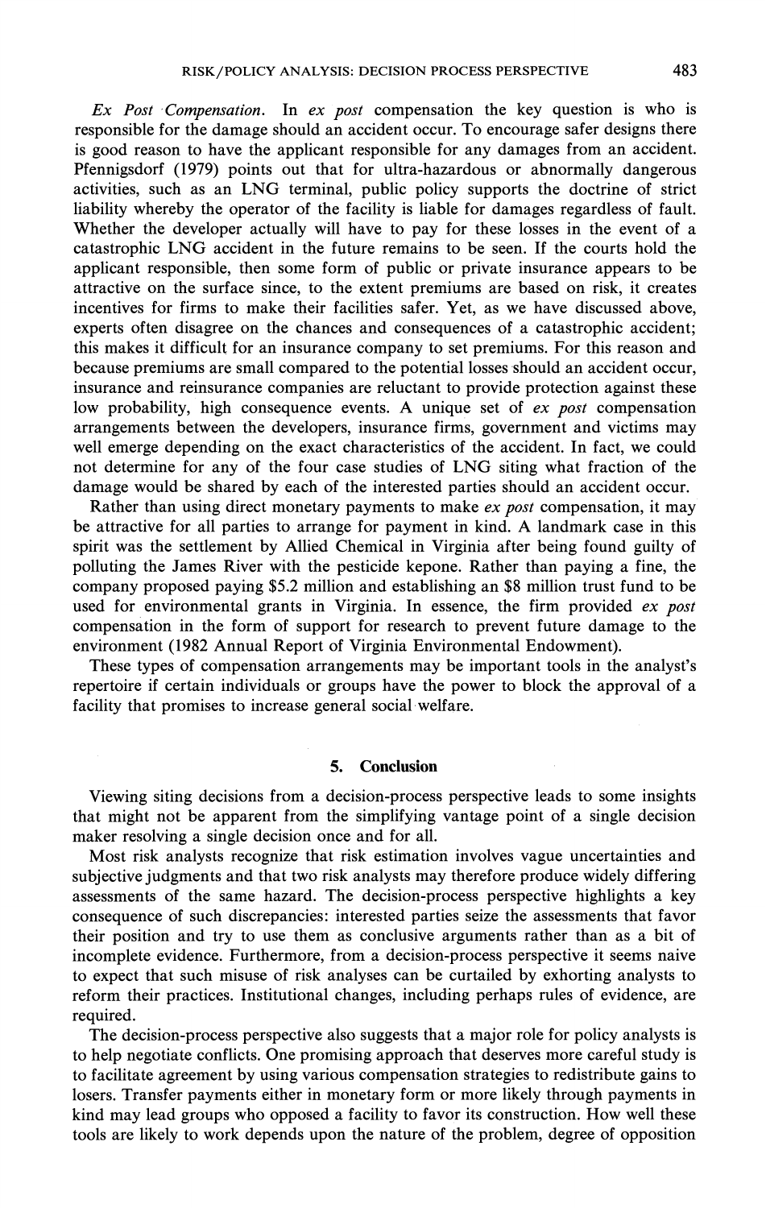*Ex Post Compensation.* In *ex post* compensation the key question is who is responsible for the damage should an accident occur. To encourage safer designs there is good reason to have the applicant responsible for any damages from an accident. Pfennigsdorf (1979) points out that for ultra-hazardous or abnormally dangerous activities, such as an LNG terminal, public policy supports the doctrine of strict liability whereby the operator of the facility is liable for damages regardless of fault. Whether the developer actually will have to pay for these losses in the event of a catastrophic LNG accident in the future remains to be seen. If the courts hold the applicant responsible, then some form of public or private insurance appears to be attractive on the surface since, to the extent premiums are based on risk, it creates incentives for firms to make their facilities safer. Yet, as we have discussed above, experts often disagree on the chances and consequences of a catastrophic accident; this makes it difficult for an insurance company to set premiums. For this reason and because premiums are small compared to the potential losses should an accident occur, insurance and reinsurance companies are reluctant to provide protection against these low probability, high consequence events. A unique set of *ex post* compensation arrangements between the developers, insurance firms, government and victims may well emerge depending on the exact characteristics of the accident. In fact, we could not determine for any of the four case studies of LNG siting what fraction of the damage would be shared by each of the interested parties should an accident occur.

Rather than using direct monetary payments to make *ex post* compensation, it may be attractive for all parties to arrange for payment in kind. A landmark case in this spirit was the settlement by Allied Chemical in Virginia after being found guilty of polluting the James River with the pesticide kepone. Rather than paying a fine, the company proposed paying $5.2 million and establishing an $8 million trust fund to be used for environmental grants in Virginia. In essence, the firm provided *ex post* compensation in the form of support for research to prevent future damage to the environment (1982 Annual Report of Virginia Environmental Endowment).

These types of compensation arrangements may be important tools in the analyst's repertoire if certain individuals or groups have the power to block the approval of a facility that promises to increase general social welfare.

## 5. Conclusion

Viewing siting decisions from a decision-process perspective leads to some insights that might not be apparent from the simplifying vantage point of a single decision maker resolving a single decision once and for all.

Most risk analysts recognize that risk estimation involves vague uncertainties and subjective judgments and that two risk analysts may therefore produce widely differing assessments of the same hazard. The decision-process perspective highlights a key consequence of such discrepancies: interested parties seize the assessments that favor their position and try to use them as conclusive arguments rather than as a bit of incomplete evidence. Furthermore, from a decision-process perspective it seems naive to expect that such misuse of risk analyses can be curtailed by exhorting analysts to reform their practices. Institutional changes, including perhaps rules of evidence, are required.

The decision-process perspective also suggests that a major role for policy analysts is to help negotiate conflicts. One promising approach that deserves more careful study is to facilitate agreement by using various compensation strategies to redistribute gains to losers. Transfer payments either in monetary form or more likely through payments in kind may lead groups who opposed a facility to favor its construction. How well these tools are likely to work depends upon the nature of the problem, degree of opposition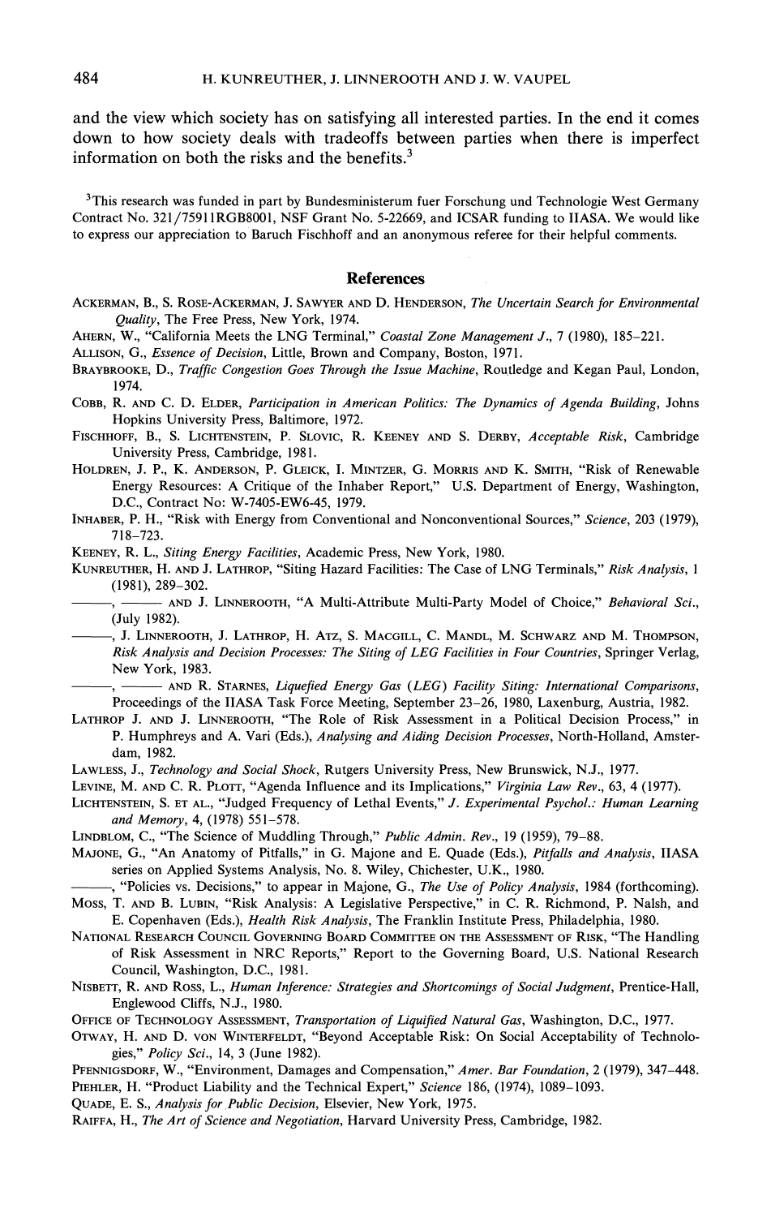and the view which society has on satisfying all interested parties. In the end it comes down to how society deals with tradeoffs between parties when there is imperfect information on both the risks and the benefits.[3]

[3]This research was funded in part by Bundesministerum fuer Forschung und Technologie West Germany Contract No. 321/75911RGB8001, NSF Grant No. 5-22669, and ICSAR funding to IIASA. We would like to express our appreciation to Baruch Fischhoff and an anonymous referee for their helpful comments.

## References

ACKERMAN, B., S. ROSE-ACKERMAN, J. SAWYER AND D. HENDERSON, *The Uncertain Search for Environmental Quality*, The Free Press, New York, 1974.

AHERN, W., "California Meets the LNG Terminal," *Coastal Zone Management J*., 7 (1980), 185–221.

ALLISON, G., *Essence of Decision*, Little, Brown and Company, Boston, 1971.

BRAYBROOKE, D., *Traffic Congestion Goes Through the Issue Machine*, Routledge and Kegan Paul, London, 1974.

COBB, R. AND C. D. ELDER, *Participation in American Politics: The Dynamics of Agenda Building*, Johns Hopkins University Press, Baltimore, 1972.

FISCHHOFF, B., S. LICHTENSTEIN, P. SLOVIC, R. KEENEY AND S. DERBY, *Acceptable Risk*, Cambridge University Press, Cambridge, 1981.

HOLDREN, J. P., K. ANDERSON, P. GLEICK, I. MINTZER, G. MORRIS AND K. SMITH, "Risk of Renewable Energy Resources: A Critique of the Inhaber Report," U.S. Department of Energy, Washington, D.C., Contract No: W-7405-EW6-45, 1979.

INHABER, P. H., "Risk with Energy from Conventional and Nonconventional Sources," *Science*, 203 (1979), 718–723.

KEENEY, R. L., *Siting Energy Facilities*, Academic Press, New York, 1980.

KUNREUTHER, H. AND J. LATHROP, "Siting Hazard Facilities: The Case of LNG Terminals," *Risk Analysis*, 1 (1981), 289–302.

———, ——— AND J. LINNEROOTH, "A Multi-Attribute Multi-Party Model of Choice," *Behavioral Sci*., (July 1982).

———, J. LINNEROOTH, J. LATHROP, H. ATZ, S. MACGILL, C. MANDL, M. SCHWARZ AND M. THOMPSON, *Risk Analysis and Decision Processes: The Siting of LEG Facilities in Four Countries*, Springer Verlag, New York, 1983.

———, ——— AND R. STARNES, *Liquefied Energy Gas (LEG) Facility Siting: International Comparisons*, Proceedings of the IIASA Task Force Meeting, September 23–26, 1980, Laxenburg, Austria, 1982.

LATHROP J. AND J. LINNEROOTH, "The Role of Risk Assessment in a Political Decision Process," in P. Humphreys and A. Vari (Eds.), *Analysing and Aiding Decision Processes*, North-Holland, Amsterdam, 1982.

LAWLESS, J., *Technology and Social Shock*, Rutgers University Press, New Brunswick, N.J., 1977.

LEVINE, M. AND C. R. PLOTT, "Agenda Influence and its Implications," *Virginia Law Rev*., 63, 4 (1977).

LICHTENSTEIN, S. ET AL., "Judged Frequency of Lethal Events," *J. Experimental Psychol.: Human Learning and Memory*, 4, (1978) 551–578.

LINDBLOM, C., "The Science of Muddling Through," *Public Admin. Rev*., 19 (1959), 79–88.

MAJONE, G., "An Anatomy of Pitfalls," in G. Majone and E. Quade (Eds.), *Pitfalls and Analysis*, IIASA series on Applied Systems Analysis, No. 8. Wiley, Chichester, U.K., 1980.

———, "Policies vs. Decisions," to appear in Majone, G., *The Use of Policy Analysis*, 1984 (forthcoming).

MOSS, T. AND B. LUBIN, "Risk Analysis: A Legislative Perspective," in C. R. Richmond, P. Nalsh, and E. Copenhaven (Eds.), *Health Risk Analysis*, The Franklin Institute Press, Philadelphia, 1980.

NATIONAL RESEARCH COUNCIL GOVERNING BOARD COMMITTEE ON THE ASSESSMENT OF RISK, "The Handling of Risk Assessment in NRC Reports," Report to the Governing Board, U.S. National Research Council, Washington, D.C., 1981.

NISBETT, R. AND ROSS, L., *Human Inference: Strategies and Shortcomings of Social Judgment*, Prentice-Hall, Englewood Cliffs, N.J., 1980.

OFFICE OF TECHNOLOGY ASSESSMENT, *Transportation of Liquified Natural Gas*, Washington, D.C., 1977.

OTWAY, H. AND D. VON WINTERFELDT, "Beyond Acceptable Risk: On Social Acceptability of Technologies," *Policy Sci*., 14, 3 (June 1982).

PFENNIGSDORF, W., "Environment, Damages and Compensation," *Amer. Bar Foundation*, 2 (1979), 347–448.

PIEHLER, H. "Product Liability and the Technical Expert," *Science* 186, (1974), 1089–1093.

QUADE, E. S., *Analysis for Public Decision*, Elsevier, New York, 1975.

RAIFFA, H., *The Art of Science and Negotiation*, Harvard University Press, Cambridge, 1982.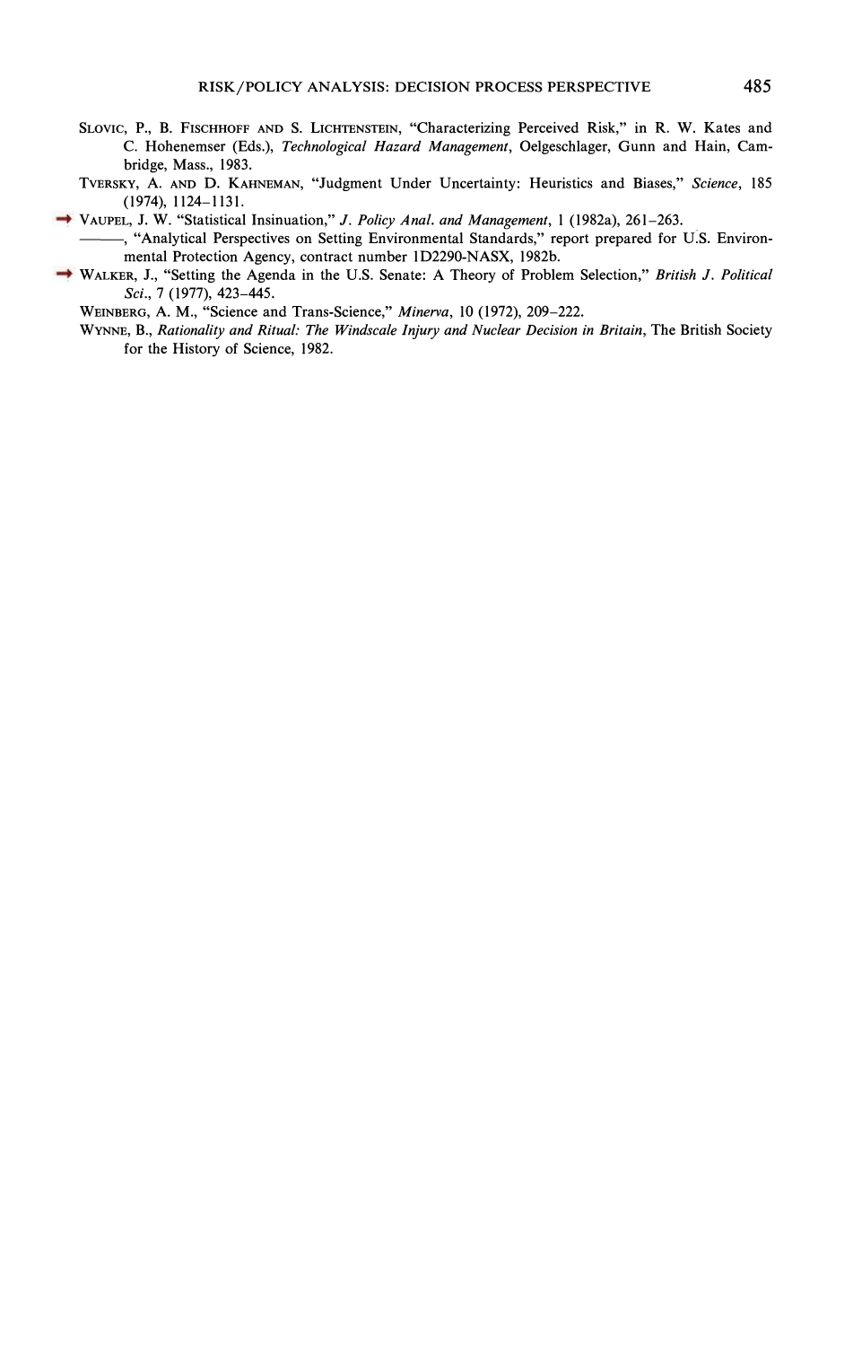SLOVIC, P., B. FISCHHOFF AND S. LICHTENSTEIN, "Characterizing Perceived Risk," in R. W. Kates and C. Hohenemser (Eds.), *Technological Hazard Management*, Oelgeschlager, Gunn and Hain, Cambridge, Mass., 1983.

TVERSKY, A. AND D. KAHNEMAN, "Judgment Under Uncertainty: Heuristics and Biases," *Science*, 185 (1974), 1124–1131.

➞ VAUPEL, J. W. "Statistical Insinuation," *J. Policy Anal. and Management*, 1 (1982a), 261–263.

———, "Analytical Perspectives on Setting Environmental Standards," report prepared for U.S. Environmental Protection Agency, contract number 1D2290-NASX, 1982b.

➞ WALKER, J., "Setting the Agenda in the U.S. Senate: A Theory of Problem Selection," *British J. Political Sci.*, 7 (1977), 423–445.

WEINBERG, A. M., "Science and Trans-Science," *Minerva*, 10 (1972), 209–222.

WYNNE, B., *Rationality and Ritual: The Windscale Injury and Nuclear Decision in Britain*, The British Society for the History of Science, 1982.